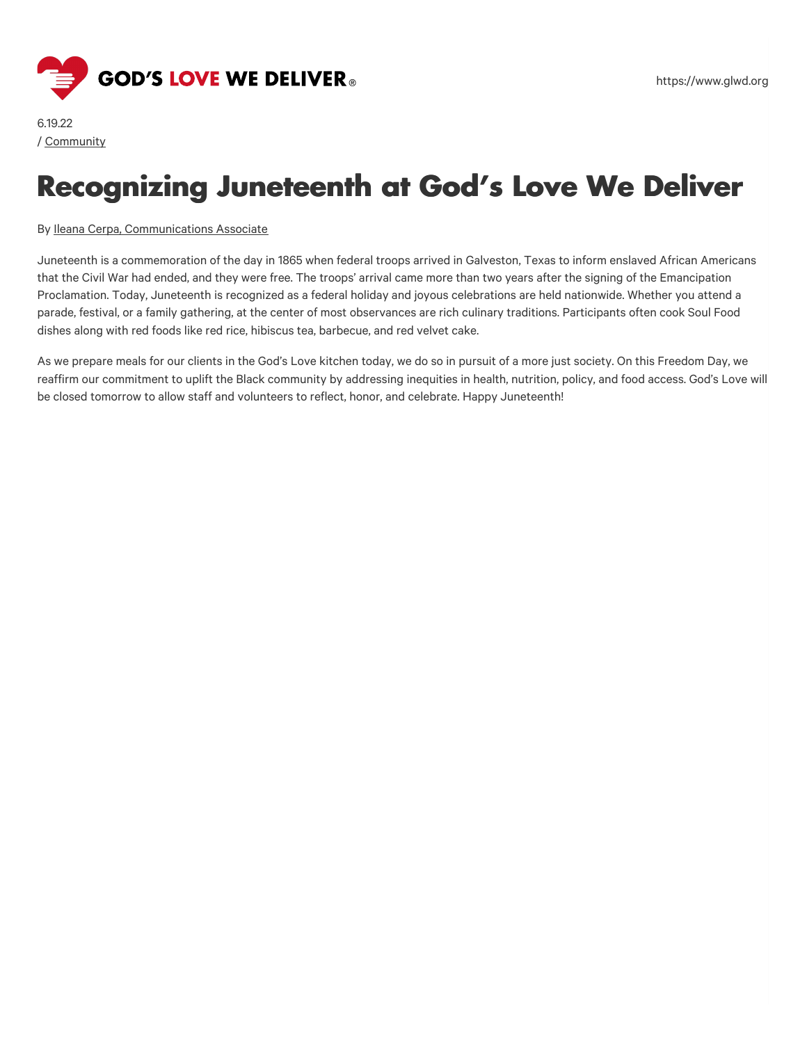GOD'S LOVE WE DELIVER®

https://www.glwd.org

6.19.22
/ Community

# Recognizing Juneteenth at God's Love We Deliver

By Ileana Cerpa, Communications Associate

Juneteenth is a commemoration of the day in 1865 when federal troops arrived in Galveston, Texas to inform enslaved African Americans that the Civil War had ended, and they were free. The troops' arrival came more than two years after the signing of the Emancipation Proclamation. Today, Juneteenth is recognized as a federal holiday and joyous celebrations are held nationwide. Whether you attend a parade, festival, or a family gathering, at the center of most observances are rich culinary traditions. Participants often cook Soul Food dishes along with red foods like red rice, hibiscus tea, barbecue, and red velvet cake.

As we prepare meals for our clients in the God's Love kitchen today, we do so in pursuit of a more just society. On this Freedom Day, we reaffirm our commitment to uplift the Black community by addressing inequities in health, nutrition, policy, and food access. God's Love will be closed tomorrow to allow staff and volunteers to reflect, honor, and celebrate. Happy Juneteenth!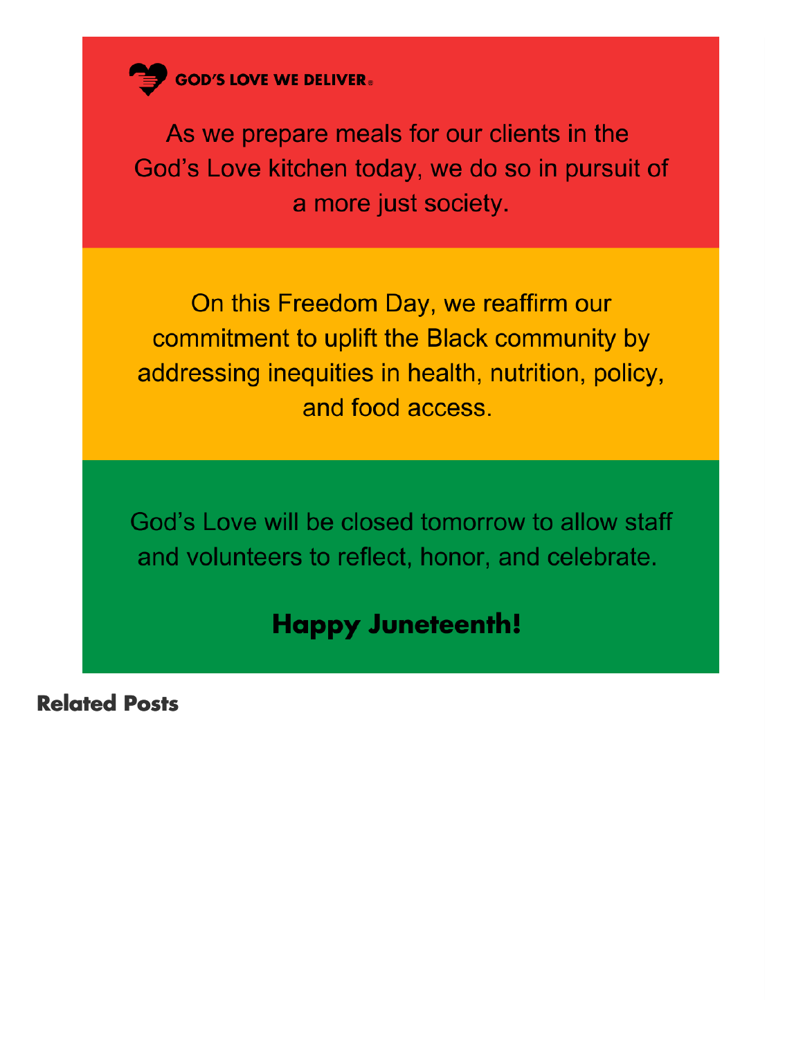GOD'S LOVE WE DELIVER®

As we prepare meals for our clients in the God's Love kitchen today, we do so in pursuit of a more just society.

On this Freedom Day, we reaffirm our commitment to uplift the Black community by addressing inequities in health, nutrition, policy, and food access.

God's Love will be closed tomorrow to allow staff and volunteers to reflect, honor, and celebrate.

**Happy Juneteenth!**

## Related Posts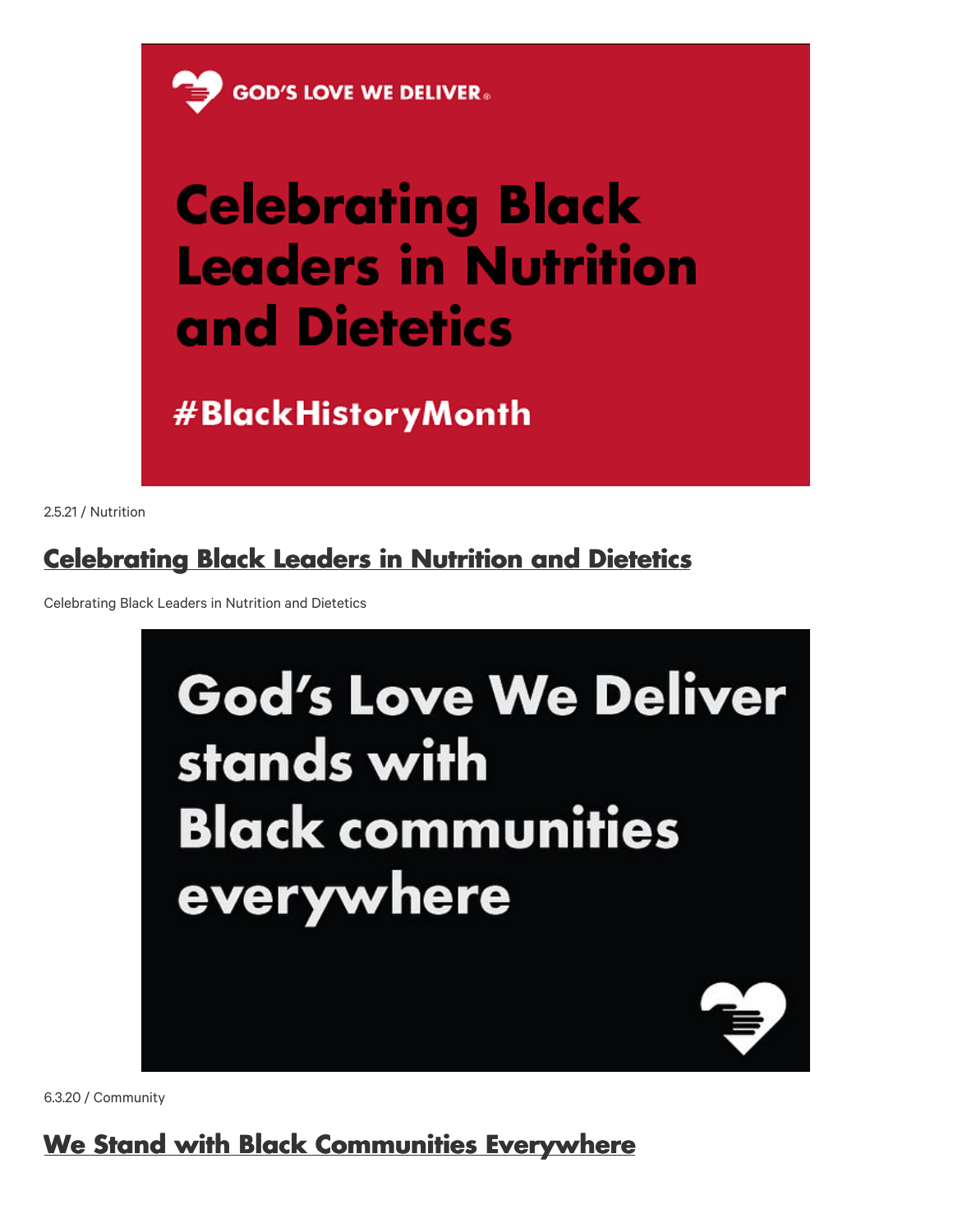GOD'S LOVE WE DELIVER

Celebrating Black Leaders in Nutrition and Dietetics

#BlackHistoryMonth

2.5.21 / Nutrition

## Celebrating Black Leaders in Nutrition and Dietetics

Celebrating Black Leaders in Nutrition and Dietetics

God's Love We Deliver stands with Black communities everywhere

6.3.20 / Community

## We Stand with Black Communities Everywhere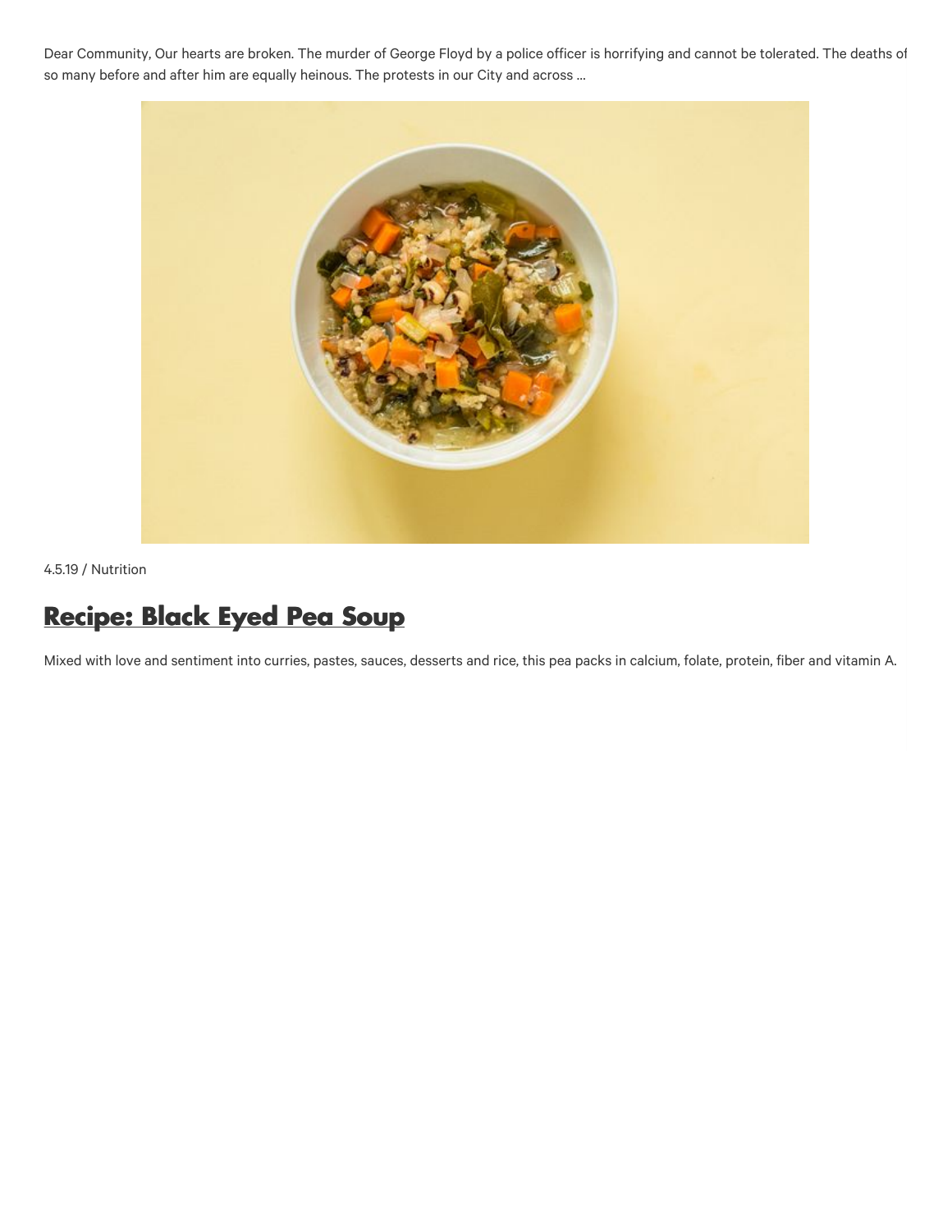Dear Community, Our hearts are broken. The murder of George Floyd by a police officer is horrifying and cannot be tolerated. The deaths of so many before and after him are equally heinous. The protests in our City and across ...

4.5.19 / Nutrition

## Recipe: Black Eyed Pea Soup

Mixed with love and sentiment into curries, pastes, sauces, desserts and rice, this pea packs in calcium, folate, protein, fiber and vitamin A.